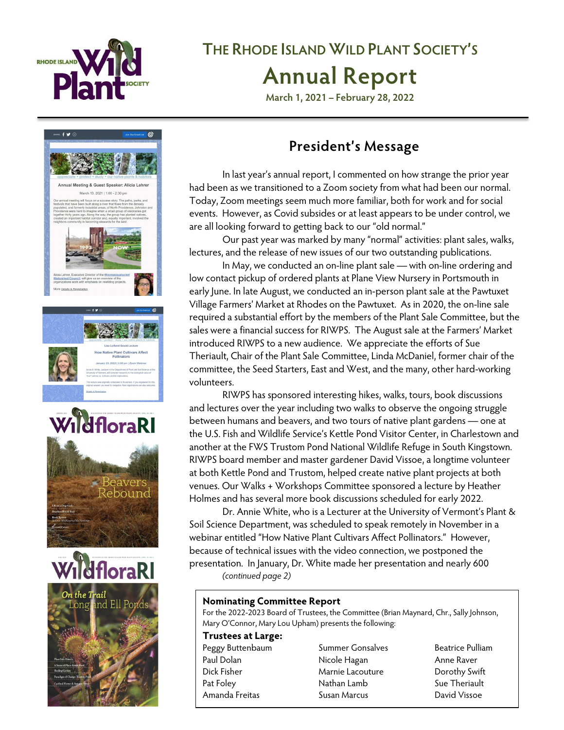# The Rhode Island Wild Plant Society's Annual Report

March 1, 2021 – February 28, 2022

## President's Message

In last year's annual report, I commented on how strange the prior year had been as we transitioned to a Zoom society from what had been our normal. Today, Zoom meetings seem much more familiar, both for work and for social events. However, as Covid subsides or at least appears to be under control, we are all looking forward to getting back to our "old normal."

Our past year was marked by many "normal" activities: plant sales, walks, lectures, and the release of new issues of our two outstanding publications.

In May, we conducted an on-line plant sale — with on-line ordering and low contact pickup of ordered plants at Plane View Nursery in Portsmouth in early June. In late August, we conducted an in-person plant sale at the Pawtuxet Village Farmers' Market at Rhodes on the Pawtuxet. As in 2020, the on-line sale required a substantial effort by the members of the Plant Sale Committee, but the sales were a financial success for RIWPS. The August sale at the Farmers' Market introduced RIWPS to a new audience. We appreciate the efforts of Sue Theriault, Chair of the Plant Sale Committee, Linda McDaniel, former chair of the committee, the Seed Starters, East and West, and the many, other hard-working volunteers.

RIWPS has sponsored interesting hikes, walks, tours, book discussions and lectures over the year including two walks to observe the ongoing struggle between humans and beavers, and two tours of native plant gardens — one at the U.S. Fish and Wildlife Service's Kettle Pond Visitor Center, in Charlestown and another at the FWS Trustom Pond National Wildlife Refuge in South Kingstown. RIWPS board member and master gardener David Vissoe, a longtime volunteer at both Kettle Pond and Trustom, helped create native plant projects at both venues. Our Walks + Workshops Committee sponsored a lecture by Heather Holmes and has several more book discussions scheduled for early 2022.

Dr. Annie White, who is a Lecturer at the University of Vermont's Plant & Soil Science Department, was scheduled to speak remotely in November in a webinar entitled "How Native Plant Cultivars Affect Pollinators." However, because of technical issues with the video connection, we postponed the presentation. In January, Dr. White made her presentation and nearly 600

*(continued page 2)*

### Nominating Committee Report

For the 2022-2023 Board of Trustees, the Committee (Brian Maynard, Chr., Sally Johnson, Mary O'Connor, Mary Lou Upham) presents the following:

**Trustees at Large:**

- Peggy Buttenbaum
- Paul Dolan
- Dick Fisher
- Pat Foley
- Amanda Freitas
- Summer Gonsalves
- Nicole Hagan
- Marnie Lacouture
- Nathan Lamb
- Susan Marcus
- Beatrice Pulliam
- Anne Raver
- Dorothy Swift
- Sue Theriault
- David Vissoe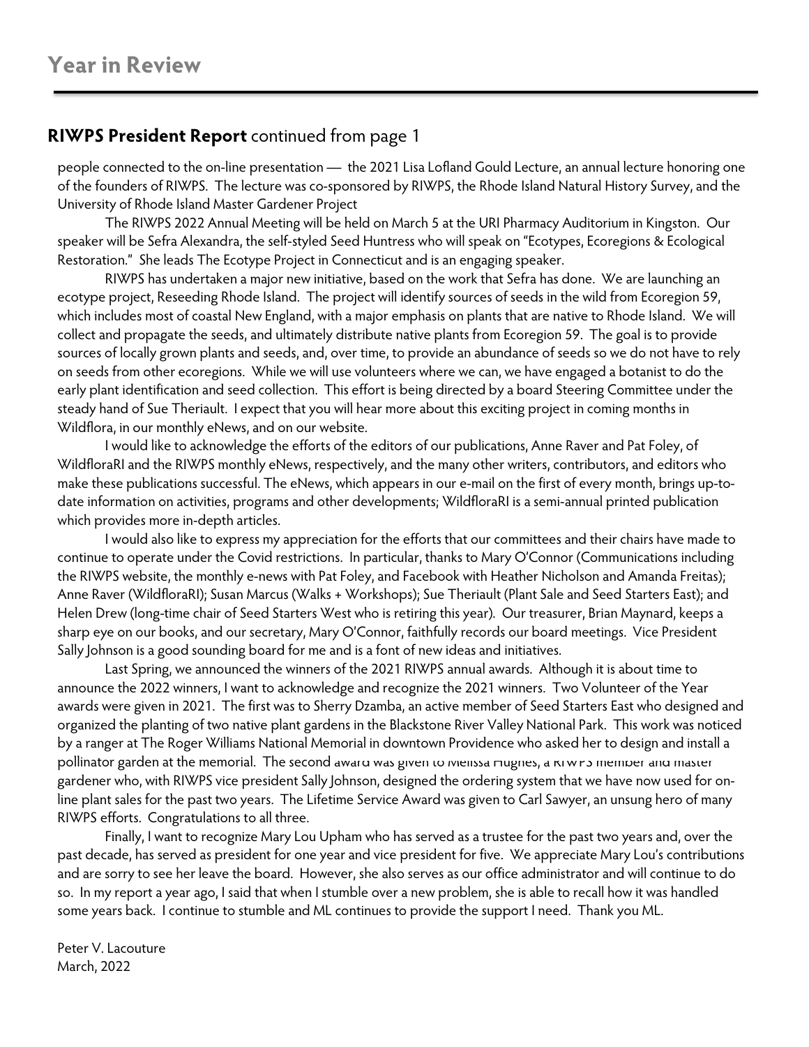# Year in Review

## **RIWPS President Report** continued from page 1

people connected to the on-line presentation — the 2021 Lisa Lofland Gould Lecture, an annual lecture honoring one of the founders of RIWPS. The lecture was co-sponsored by RIWPS, the Rhode Island Natural History Survey, and the University of Rhode Island Master Gardener Project

The RIWPS 2022 Annual Meeting will be held on March 5 at the URI Pharmacy Auditorium in Kingston. Our speaker will be Sefra Alexandra, the self-styled Seed Huntress who will speak on "Ecotypes, Ecoregions & Ecological Restoration." She leads The Ecotype Project in Connecticut and is an engaging speaker.

RIWPS has undertaken a major new initiative, based on the work that Sefra has done. We are launching an ecotype project, Reseeding Rhode Island. The project will identify sources of seeds in the wild from Ecoregion 59, which includes most of coastal New England, with a major emphasis on plants that are native to Rhode Island. We will collect and propagate the seeds, and ultimately distribute native plants from Ecoregion 59. The goal is to provide sources of locally grown plants and seeds, and, over time, to provide an abundance of seeds so we do not have to rely on seeds from other ecoregions. While we will use volunteers where we can, we have engaged a botanist to do the early plant identification and seed collection. This effort is being directed by a board Steering Committee under the steady hand of Sue Theriault. I expect that you will hear more about this exciting project in coming months in Wildflora, in our monthly eNews, and on our website.

I would like to acknowledge the efforts of the editors of our publications, Anne Raver and Pat Foley, of WildfloraRI and the RIWPS monthly eNews, respectively, and the many other writers, contributors, and editors who make these publications successful. The eNews, which appears in our e-mail on the first of every month, brings up-to-date information on activities, programs and other developments; WildfloraRI is a semi-annual printed publication which provides more in-depth articles.

I would also like to express my appreciation for the efforts that our committees and their chairs have made to continue to operate under the Covid restrictions. In particular, thanks to Mary O'Connor (Communications including the RIWPS website, the monthly e-news with Pat Foley, and Facebook with Heather Nicholson and Amanda Freitas); Anne Raver (WildfloraRI); Susan Marcus (Walks + Workshops); Sue Theriault (Plant Sale and Seed Starters East); and Helen Drew (long-time chair of Seed Starters West who is retiring this year). Our treasurer, Brian Maynard, keeps a sharp eye on our books, and our secretary, Mary O'Connor, faithfully records our board meetings. Vice President Sally Johnson is a good sounding board for me and is a font of new ideas and initiatives.

Last Spring, we announced the winners of the 2021 RIWPS annual awards. Although it is about time to announce the 2022 winners, I want to acknowledge and recognize the 2021 winners. Two Volunteer of the Year awards were given in 2021. The first was to Sherry Dzamba, an active member of Seed Starters East who designed and organized the planting of two native plant gardens in the Blackstone River Valley National Park. This work was noticed by a ranger at The Roger Williams National Memorial in downtown Providence who asked her to design and install a pollinator garden at the memorial. The second award was given to Melissa Hughes, a RIWPS member and master gardener who, with RIWPS vice president Sally Johnson, designed the ordering system that we have now used for on-line plant sales for the past two years. The Lifetime Service Award was given to Carl Sawyer, an unsung hero of many RIWPS efforts. Congratulations to all three.

Finally, I want to recognize Mary Lou Upham who has served as a trustee for the past two years and, over the past decade, has served as president for one year and vice president for five. We appreciate Mary Lou's contributions and are sorry to see her leave the board. However, she also serves as our office administrator and will continue to do so. In my report a year ago, I said that when I stumble over a new problem, she is able to recall how it was handled some years back. I continue to stumble and ML continues to provide the support I need. Thank you ML.

Peter V. Lacouture
March, 2022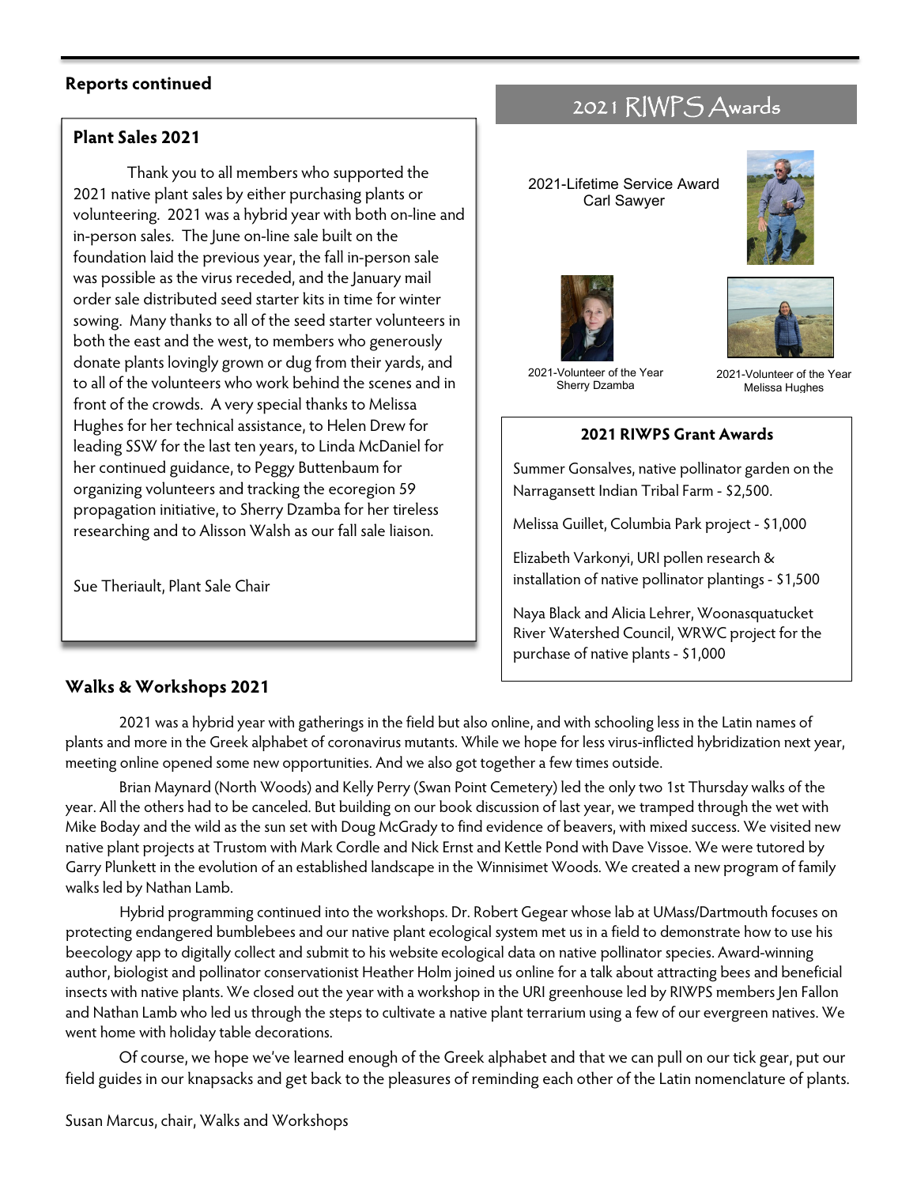**Reports continued**

### Plant Sales 2021

Thank you to all members who supported the 2021 native plant sales by either purchasing plants or volunteering. 2021 was a hybrid year with both on-line and in-person sales. The June on-line sale built on the foundation laid the previous year, the fall in-person sale was possible as the virus receded, and the January mail order sale distributed seed starter kits in time for winter sowing. Many thanks to all of the seed starter volunteers in both the east and the west, to members who generously donate plants lovingly grown or dug from their yards, and to all of the volunteers who work behind the scenes and in front of the crowds. A very special thanks to Melissa Hughes for her technical assistance, to Helen Drew for leading SSW for the last ten years, to Linda McDaniel for her continued guidance, to Peggy Buttenbaum for organizing volunteers and tracking the ecoregion 59 propagation initiative, to Sherry Dzamba for her tireless researching and to Alisson Walsh as our fall sale liaison.

Sue Theriault, Plant Sale Chair

## 2021 RIWPS Awards

2021-Lifetime Service Award
Carl Sawyer

2021-Volunteer of the Year
Sherry Dzamba

2021-Volunteer of the Year
Melissa Hughes

### 2021 RIWPS Grant Awards

Summer Gonsalves, native pollinator garden on the Narragansett Indian Tribal Farm - $2,500.

Melissa Guillet, Columbia Park project - $1,000

Elizabeth Varkonyi, URI pollen research & installation of native pollinator plantings - $1,500

Naya Black and Alicia Lehrer, Woonasquatucket River Watershed Council, WRWC project for the purchase of native plants - $1,000

### Walks & Workshops 2021

2021 was a hybrid year with gatherings in the field but also online, and with schooling less in the Latin names of plants and more in the Greek alphabet of coronavirus mutants. While we hope for less virus-inflicted hybridization next year, meeting online opened some new opportunities. And we also got together a few times outside.

Brian Maynard (North Woods) and Kelly Perry (Swan Point Cemetery) led the only two 1st Thursday walks of the year. All the others had to be canceled. But building on our book discussion of last year, we tramped through the wet with Mike Boday and the wild as the sun set with Doug McGrady to find evidence of beavers, with mixed success. We visited new native plant projects at Trustom with Mark Cordle and Nick Ernst and Kettle Pond with Dave Vissoe. We were tutored by Garry Plunkett in the evolution of an established landscape in the Winnisimet Woods. We created a new program of family walks led by Nathan Lamb.

Hybrid programming continued into the workshops. Dr. Robert Gegear whose lab at UMass/Dartmouth focuses on protecting endangered bumblebees and our native plant ecological system met us in a field to demonstrate how to use his beecology app to digitally collect and submit to his website ecological data on native pollinator species. Award-winning author, biologist and pollinator conservationist Heather Holm joined us online for a talk about attracting bees and beneficial insects with native plants. We closed out the year with a workshop in the URI greenhouse led by RIWPS members Jen Fallon and Nathan Lamb who led us through the steps to cultivate a native plant terrarium using a few of our evergreen natives. We went home with holiday table decorations.

Of course, we hope we've learned enough of the Greek alphabet and that we can pull on our tick gear, put our field guides in our knapsacks and get back to the pleasures of reminding each other of the Latin nomenclature of plants.

Susan Marcus, chair, Walks and Workshops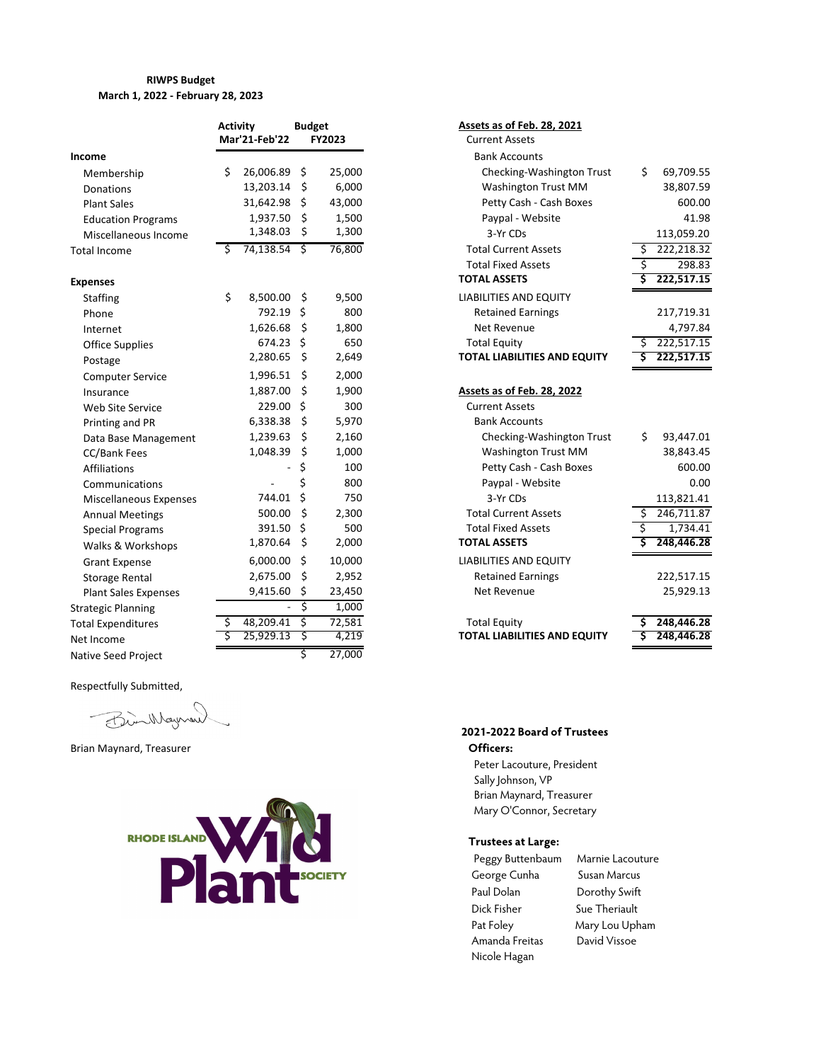**RIWPS Budget**

**March 1, 2022 - February 28, 2023**

| | Activity Mar'21-Feb'22 | Budget FY2023 |
|---|---|---|
| **Income** | | |
| Membership | $ 26,006.89 | $ 25,000 |
| Donations | 13,203.14 | $ 6,000 |
| Plant Sales | 31,642.98 | $ 43,000 |
| Education Programs | 1,937.50 | $ 1,500 |
| Miscellaneous Income | 1,348.03 | $ 1,300 |
| Total Income | $ 74,138.54 | $ 76,800 |
| **Expenses** | | |
| Staffing | $ 8,500.00 | $ 9,500 |
| Phone | 792.19 | $ 800 |
| Internet | 1,626.68 | $ 1,800 |
| Office Supplies | 674.23 | $ 650 |
| Postage | 2,280.65 | $ 2,649 |
| Computer Service | 1,996.51 | $ 2,000 |
| Insurance | 1,887.00 | $ 1,900 |
| Web Site Service | 229.00 | $ 300 |
| Printing and PR | 6,338.38 | $ 5,970 |
| Data Base Management | 1,239.63 | $ 2,160 |
| CC/Bank Fees | 1,048.39 | $ 1,000 |
| Affiliations | - | $ 100 |
| Communications | - | $ 800 |
| Miscellaneous Expenses | 744.01 | $ 750 |
| Annual Meetings | 500.00 | $ 2,300 |
| Special Programs | 391.50 | $ 500 |
| Walks & Workshops | 1,870.64 | $ 2,000 |
| Grant Expense | 6,000.00 | $ 10,000 |
| Storage Rental | 2,675.00 | $ 2,952 |
| Plant Sales Expenses | 9,415.60 | $ 23,450 |
| Strategic Planning | - | $ 1,000 |
| Total Expenditures | $ 48,209.41 | $ 72,581 |
| Net Income | $ 25,929.13 | $ 4,219 |
| Native Seed Project | | $ 27,000 |

Respectfully Submitted,

Brian Maynard, Treasurer

**Assets as of Feb. 28, 2021**

| | |
|---|---|
| Current Assets | |
| Bank Accounts | |
| Checking-Washington Trust | $ 69,709.55 |
| Washington Trust MM | 38,807.59 |
| Petty Cash - Cash Boxes | 600.00 |
| Paypal - Website | 41.98 |
| 3-Yr CDs | 113,059.20 |
| Total Current Assets | $ 222,218.32 |
| Total Fixed Assets | $ 298.83 |
| **TOTAL ASSETS** | **$ 222,517.15** |
| LIABILITIES AND EQUITY | |
| Retained Earnings | 217,719.31 |
| Net Revenue | 4,797.84 |
| Total Equity | $ 222,517.15 |
| **TOTAL LIABILITIES AND EQUITY** | **$ 222,517.15** |

**Assets as of Feb. 28, 2022**

| | |
|---|---|
| Current Assets | |
| Bank Accounts | |
| Checking-Washington Trust | $ 93,447.01 |
| Washington Trust MM | 38,843.45 |
| Petty Cash - Cash Boxes | 600.00 |
| Paypal - Website | 0.00 |
| 3-Yr CDs | 113,821.41 |
| Total Current Assets | $ 246,711.87 |
| Total Fixed Assets | $ 1,734.41 |
| **TOTAL ASSETS** | **$ 248,446.28** |
| LIABILITIES AND EQUITY | |
| Retained Earnings | 222,517.15 |
| Net Revenue | 25,929.13 |
| Total Equity | **$ 248,446.28** |
| **TOTAL LIABILITIES AND EQUITY** | **$ 248,446.28** |

RHODE ISLAND Wild Plant SOCIETY

**2021-2022 Board of Trustees**

**Officers:**

Peter Lacouture, President
Sally Johnson, VP
Brian Maynard, Treasurer
Mary O'Connor, Secretary

**Trustees at Large:**

Peggy Buttenbaum
George Cunha
Paul Dolan
Dick Fisher
Pat Foley
Amanda Freitas
Nicole Hagan
Marnie Lacouture
Susan Marcus
Dorothy Swift
Sue Theriault
Mary Lou Upham
David Vissoe